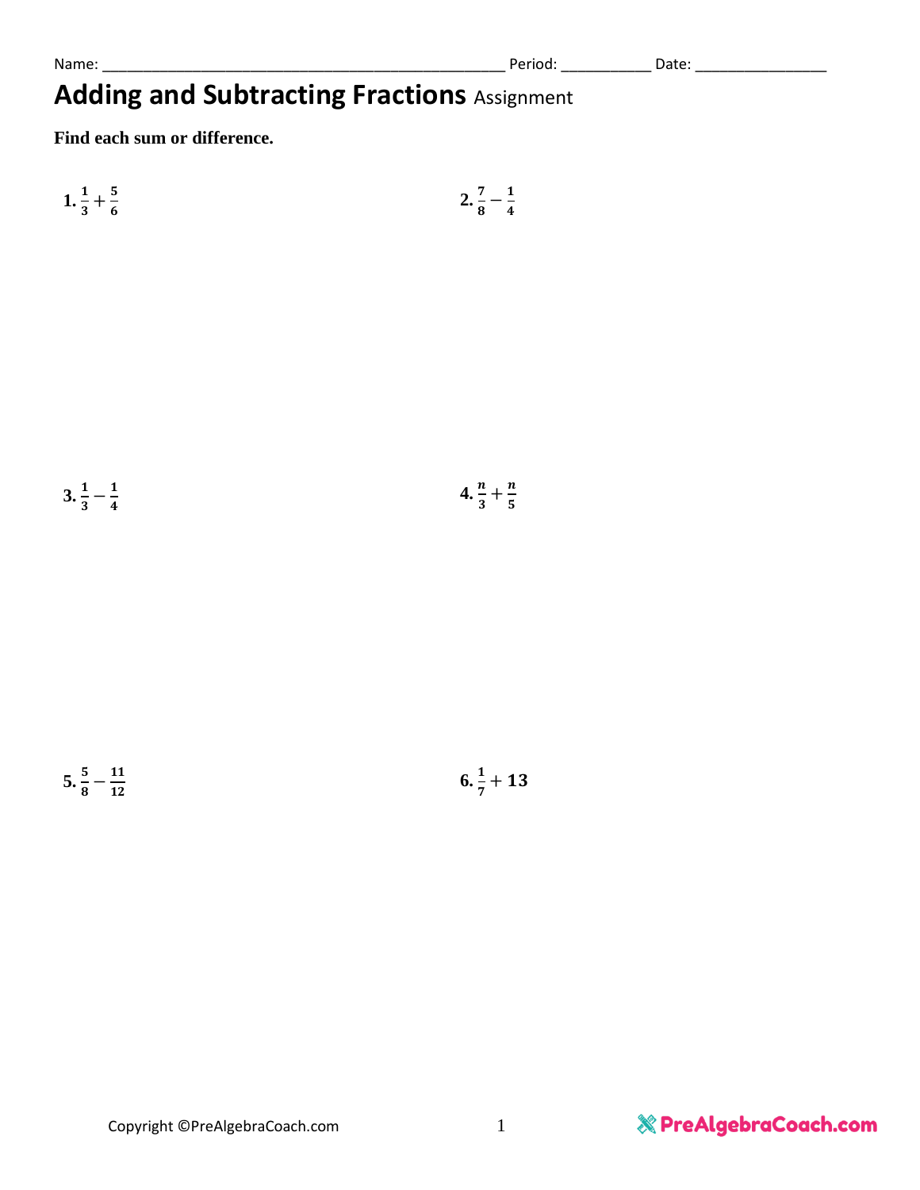Name: _______________________________________________ Period: __________ Date: _______________

# Adding and Subtracting Fractions Assignment

**Find each sum or difference.**

**1.** $\frac{1}{3} + \frac{5}{6}$

**2.** $\frac{7}{8} - \frac{1}{4}$

**3.** $\frac{1}{3} - \frac{1}{4}$

**4.** $\frac{n}{3} + \frac{n}{5}$

**5.** $\frac{5}{8} - \frac{11}{12}$

**6.** $\frac{1}{7} + 13$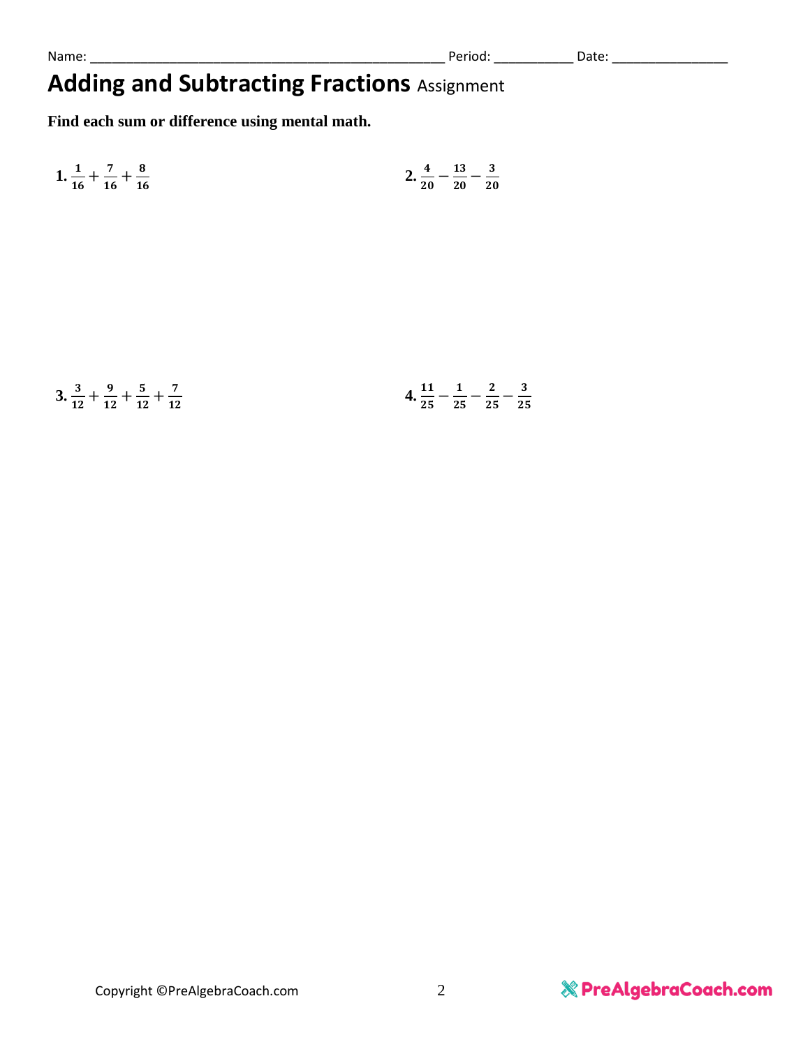Name: _______________________________________________ Period: __________ Date: _______________

# Adding and Subtracting Fractions Assignment

**Find each sum or difference using mental math.**

**1.** $\frac{1}{16} + \frac{7}{16} + \frac{8}{16}$

**2.** $\frac{4}{20} - \frac{13}{20} - \frac{3}{20}$

**3.** $\frac{3}{12} + \frac{9}{12} + \frac{5}{12} + \frac{7}{12}$

**4.** $\frac{11}{25} - \frac{1}{25} - \frac{2}{25} - \frac{3}{25}$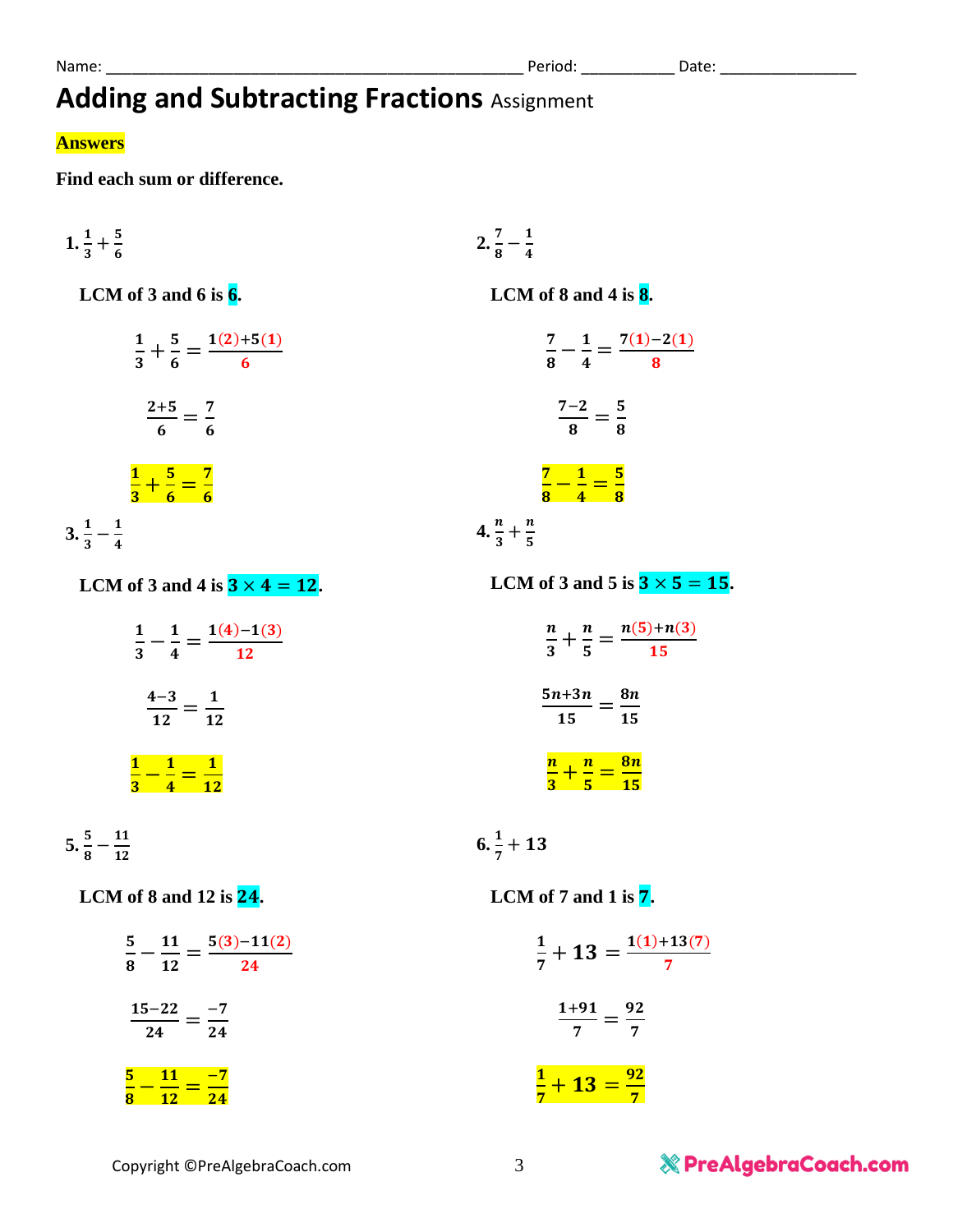Name: ________________________________________________ Period: __________ Date: _______________

# Adding and Subtracting Fractions Assignment

**Answers**

**Find each sum or difference.**

**1.** $\frac{1}{3}+\frac{5}{6}$

**LCM of 3 and 6 is 6.**

$$\frac{1}{3}+\frac{5}{6}=\frac{1(2)+5(1)}{6}$$

$$\frac{2+5}{6}=\frac{7}{6}$$

$$\frac{1}{3}+\frac{5}{6}=\frac{7}{6}$$

**2.** $\frac{7}{8}-\frac{1}{4}$

**LCM of 8 and 4 is 8.**

$$\frac{7}{8}-\frac{1}{4}=\frac{7(1)-2(1)}{8}$$

$$\frac{7-2}{8}=\frac{5}{8}$$

$$\frac{7}{8}-\frac{1}{4}=\frac{5}{8}$$

**3.** $\frac{1}{3}-\frac{1}{4}$

**LCM of 3 and 4 is $3\times 4=12$.**

$$\frac{1}{3}-\frac{1}{4}=\frac{1(4)-1(3)}{12}$$

$$\frac{4-3}{12}=\frac{1}{12}$$

$$\frac{1}{3}-\frac{1}{4}=\frac{1}{12}$$

**4.** $\frac{n}{3}+\frac{n}{5}$

**LCM of 3 and 5 is $3\times 5=15$.**

$$\frac{n}{3}+\frac{n}{5}=\frac{n(5)+n(3)}{15}$$

$$\frac{5n+3n}{15}=\frac{8n}{15}$$

$$\frac{n}{3}+\frac{n}{5}=\frac{8n}{15}$$

**5.** $\frac{5}{8}-\frac{11}{12}$

**LCM of 8 and 12 is 24.**

$$\frac{5}{8}-\frac{11}{12}=\frac{5(3)-11(2)}{24}$$

$$\frac{15-22}{24}=\frac{-7}{24}$$

$$\frac{5}{8}-\frac{11}{12}=\frac{-7}{24}$$

**6.** $\frac{1}{7}+13$

**LCM of 7 and 1 is 7.**

$$\frac{1}{7}+13=\frac{1(1)+13(7)}{7}$$

$$\frac{1+91}{7}=\frac{92}{7}$$

$$\frac{1}{7}+13=\frac{92}{7}$$

Copyright ©PreAlgebraCoach.com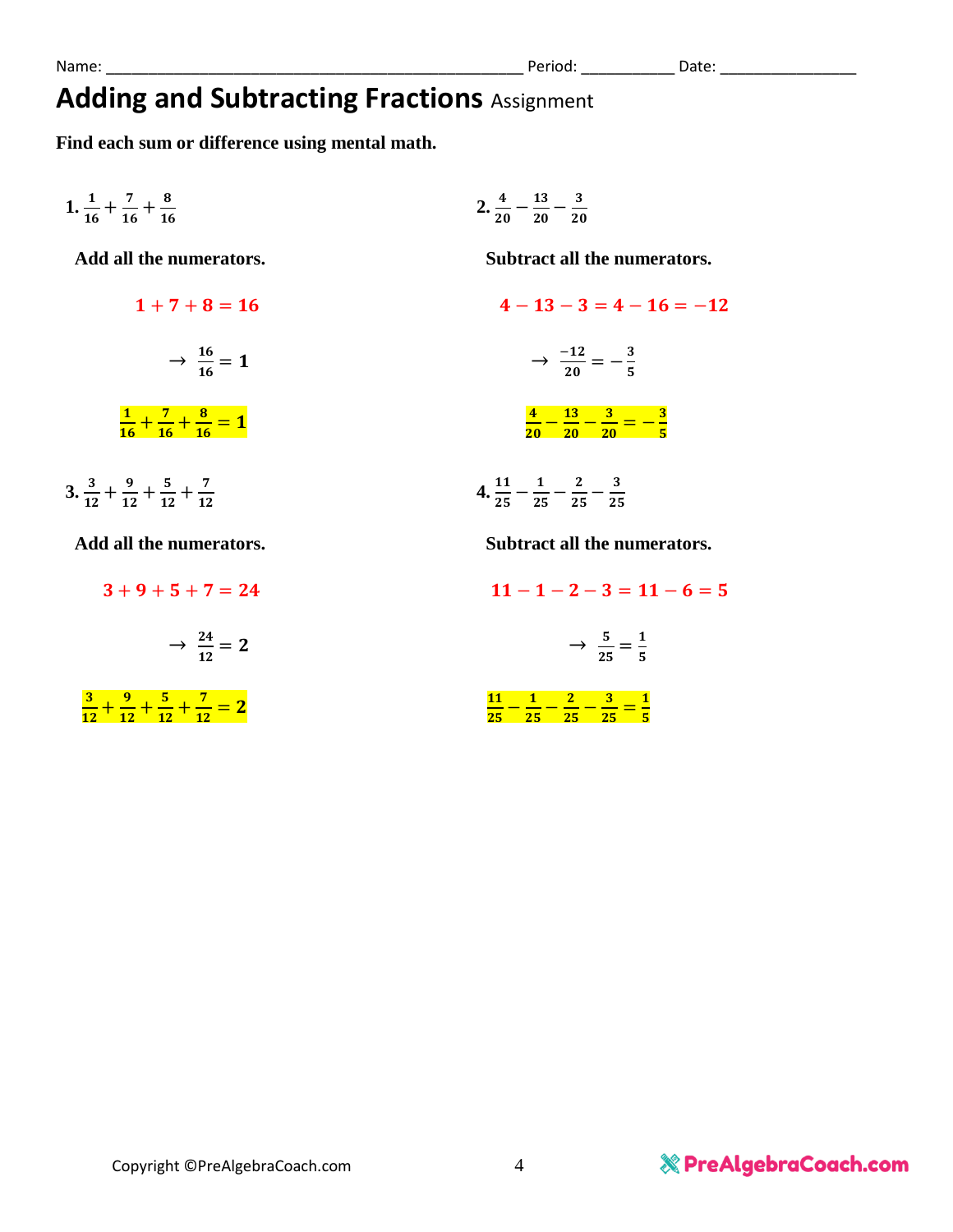Name: ________________________________________________ Period: __________ Date: _______________

# Adding and Subtracting Fractions Assignment

**Find each sum or difference using mental math.**

**1.** $\frac{1}{16} + \frac{7}{16} + \frac{8}{16}$

**Add all the numerators.**

$$1 + 7 + 8 = 16$$

$$\rightarrow \frac{16}{16} = 1$$

$$\frac{1}{16} + \frac{7}{16} + \frac{8}{16} = 1$$

**2.** $\frac{4}{20} - \frac{13}{20} - \frac{3}{20}$

**Subtract all the numerators.**

$$4 - 13 - 3 = 4 - 16 = -12$$

$$\rightarrow \frac{-12}{20} = -\frac{3}{5}$$

$$\frac{4}{20} - \frac{13}{20} - \frac{3}{20} = -\frac{3}{5}$$

**3.** $\frac{3}{12} + \frac{9}{12} + \frac{5}{12} + \frac{7}{12}$

**Add all the numerators.**

$$3 + 9 + 5 + 7 = 24$$

$$\rightarrow \frac{24}{12} = 2$$

$$\frac{3}{12} + \frac{9}{12} + \frac{5}{12} + \frac{7}{12} = 2$$

**4.** $\frac{11}{25} - \frac{1}{25} - \frac{2}{25} - \frac{3}{25}$

**Subtract all the numerators.**

$$11 - 1 - 2 - 3 = 11 - 6 = 5$$

$$\rightarrow \frac{5}{25} = \frac{1}{5}$$

$$\frac{11}{25} - \frac{1}{25} - \frac{2}{25} - \frac{3}{25} = \frac{1}{5}$$

Copyright ©PreAlgebraCoach.com

PreAlgebraCoach.com